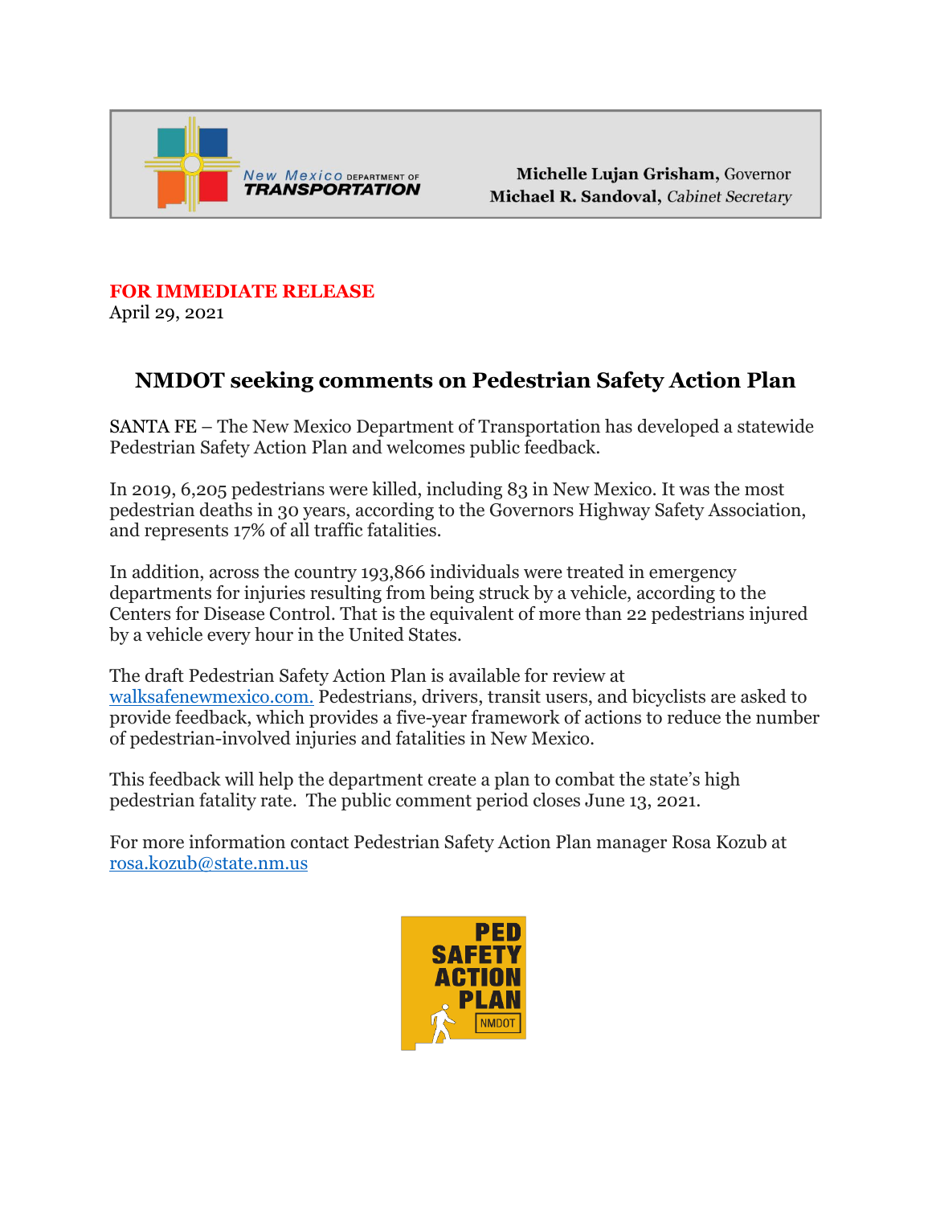New Mexico DEPARTMENT OF TRANSPORTATION

**Michelle Lujan Grisham**, Governor
**Michael R. Sandoval**, *Cabinet Secretary*

**FOR IMMEDIATE RELEASE**
April 29, 2021

## NMDOT seeking comments on Pedestrian Safety Action Plan

SANTA FE – The New Mexico Department of Transportation has developed a statewide Pedestrian Safety Action Plan and welcomes public feedback.

In 2019, 6,205 pedestrians were killed, including 83 in New Mexico. It was the most pedestrian deaths in 30 years, according to the Governors Highway Safety Association, and represents 17% of all traffic fatalities.

In addition, across the country 193,866 individuals were treated in emergency departments for injuries resulting from being struck by a vehicle, according to the Centers for Disease Control. That is the equivalent of more than 22 pedestrians injured by a vehicle every hour in the United States.

The draft Pedestrian Safety Action Plan is available for review at walksafenewmexico.com. Pedestrians, drivers, transit users, and bicyclists are asked to provide feedback, which provides a five-year framework of actions to reduce the number of pedestrian-involved injuries and fatalities in New Mexico.

This feedback will help the department create a plan to combat the state's high pedestrian fatality rate. The public comment period closes June 13, 2021.

For more information contact Pedestrian Safety Action Plan manager Rosa Kozub at rosa.kozub@state.nm.us

PED SAFETY ACTION PLAN
NMDOT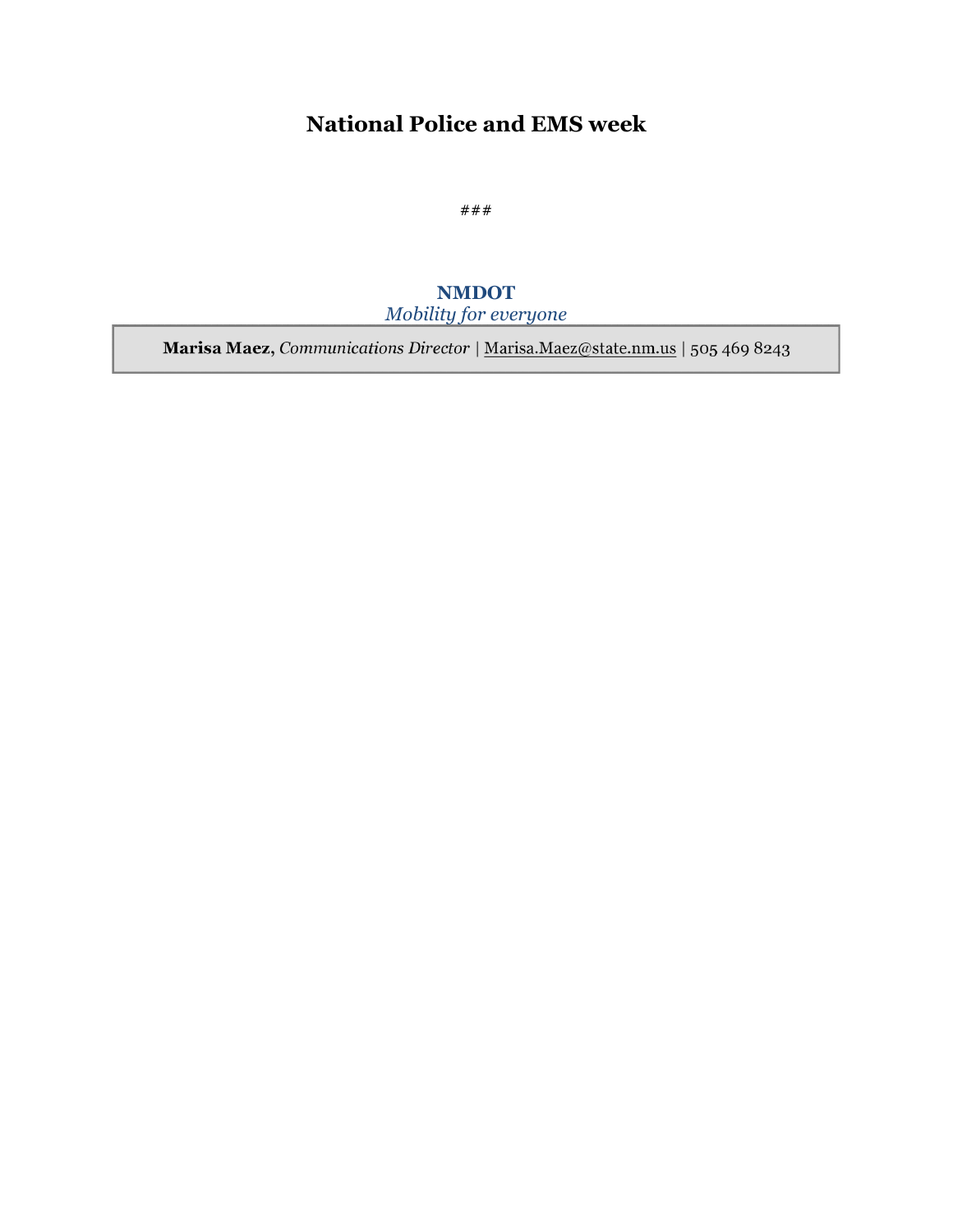## National Police and EMS week

###

**NMDOT**

*Mobility for everyone*

**Marisa Maez**, *Communications Director* | Marisa.Maez@state.nm.us | 505 469 8243